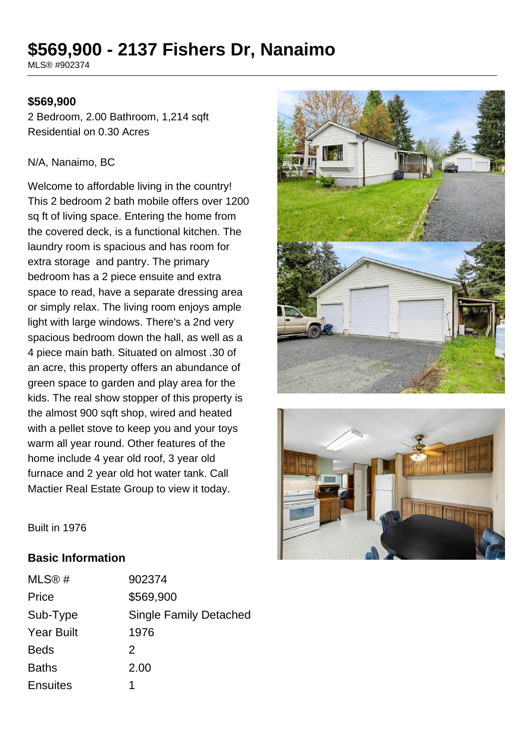# $569,900 - 2137 Fishers Dr, Nanaimo

MLS® #902374

**$569,900**

2 Bedroom, 2.00 Bathroom, 1,214 sqft
Residential on 0.30 Acres

N/A, Nanaimo, BC

Welcome to affordable living in the country! This 2 bedroom 2 bath mobile offers over 1200 sq ft of living space. Entering the home from the covered deck, is a functional kitchen. The laundry room is spacious and has room for extra storage and pantry. The primary bedroom has a 2 piece ensuite and extra space to read, have a separate dressing area or simply relax. The living room enjoys ample light with large windows. There's a 2nd very spacious bedroom down the hall, as well as a 4 piece main bath. Situated on almost .30 of an acre, this property offers an abundance of green space to garden and play area for the kids. The real show stopper of this property is the almost 900 sqft shop, wired and heated with a pellet stove to keep you and your toys warm all year round. Other features of the home include 4 year old roof, 3 year old furnace and 2 year old hot water tank. Call Mactier Real Estate Group to view it today.

Built in 1976

## Basic Information

| | |
|---|---|
| MLS® # | 902374 |
| Price | $569,900 |
| Sub-Type | Single Family Detached |
| Year Built | 1976 |
| Beds | 2 |
| Baths | 2.00 |
| Ensuites | 1 |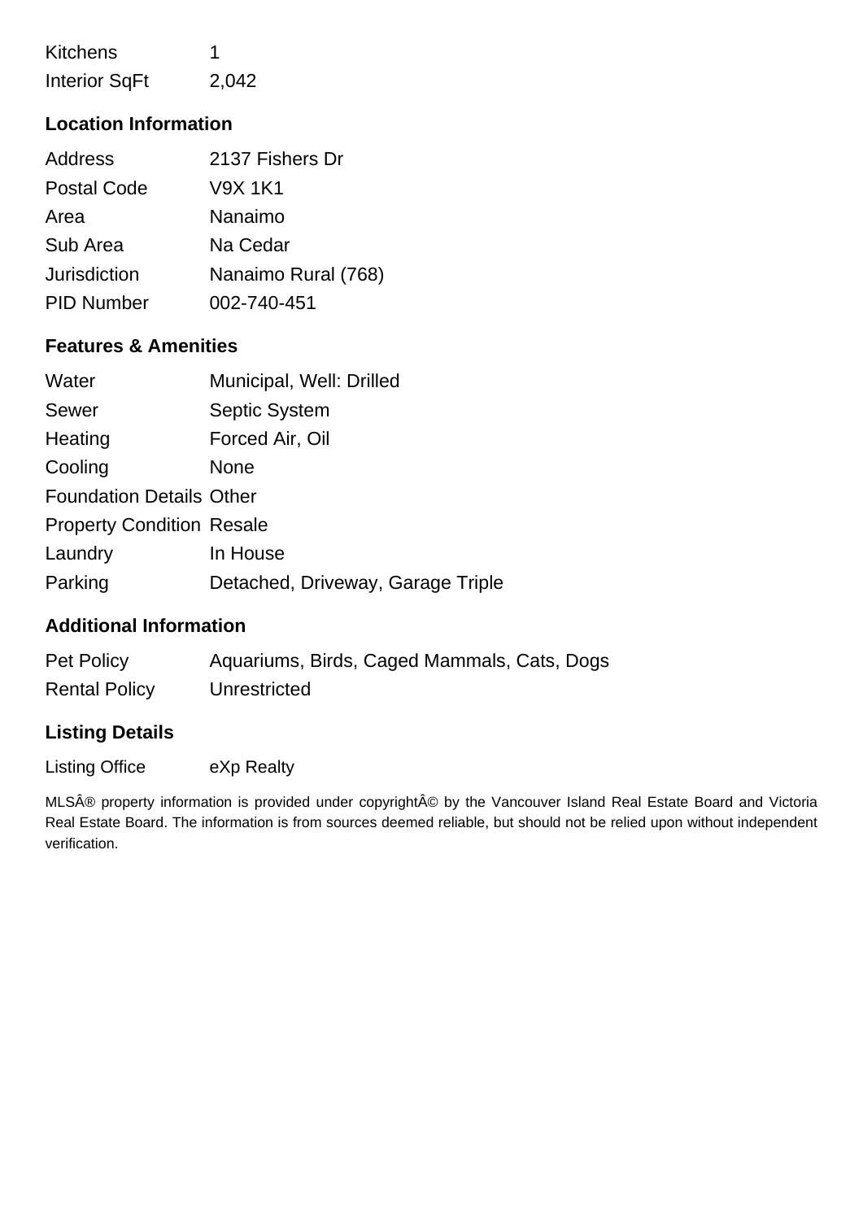| | |
|---|---|
| Kitchens | 1 |
| Interior SqFt | 2,042 |

### Location Information

| | |
|---|---|
| Address | 2137 Fishers Dr |
| Postal Code | V9X 1K1 |
| Area | Nanaimo |
| Sub Area | Na Cedar |
| Jurisdiction | Nanaimo Rural (768) |
| PID Number | 002-740-451 |

### Features & Amenities

| | |
|---|---|
| Water | Municipal, Well: Drilled |
| Sewer | Septic System |
| Heating | Forced Air, Oil |
| Cooling | None |
| Foundation Details | Other |
| Property Condition | Resale |
| Laundry | In House |
| Parking | Detached, Driveway, Garage Triple |

### Additional Information

| | |
|---|---|
| Pet Policy | Aquariums, Birds, Caged Mammals, Cats, Dogs |
| Rental Policy | Unrestricted |

### Listing Details

| | |
|---|---|
| Listing Office | eXp Realty |

MLSÂ® property information is provided under copyrightÂ© by the Vancouver Island Real Estate Board and Victoria Real Estate Board. The information is from sources deemed reliable, but should not be relied upon without independent verification.